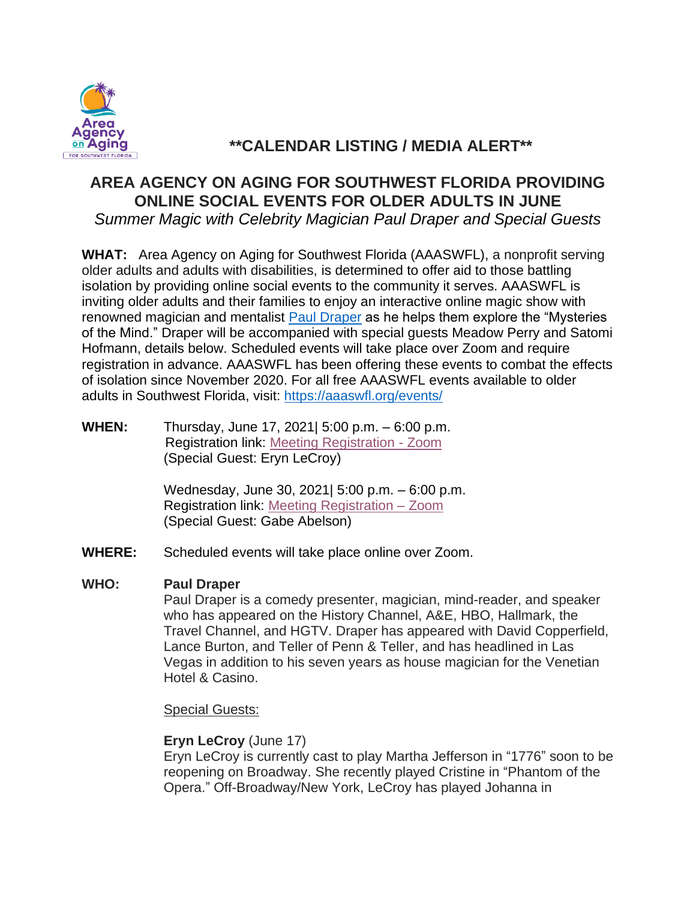**\*\*CALENDAR LISTING / MEDIA ALERT\*\***

# AREA AGENCY ON AGING FOR SOUTHWEST FLORIDA PROVIDING ONLINE SOCIAL EVENTS FOR OLDER ADULTS IN JUNE

*Summer Magic with Celebrity Magician Paul Draper and Special Guests*

**WHAT:** Area Agency on Aging for Southwest Florida (AAASWFL), a nonprofit serving older adults and adults with disabilities, is determined to offer aid to those battling isolation by providing online social events to the community it serves. AAASWFL is inviting older adults and their families to enjoy an interactive online magic show with renowned magician and mentalist Paul Draper as he helps them explore the "Mysteries of the Mind." Draper will be accompanied with special guests Meadow Perry and Satomi Hofmann, details below. Scheduled events will take place over Zoom and require registration in advance. AAASWFL has been offering these events to combat the effects of isolation since November 2020. For all free AAASWFL events available to older adults in Southwest Florida, visit: https://aaaswfl.org/events/

**WHEN:** Thursday, June 17, 2021| 5:00 p.m. – 6:00 p.m.
Registration link: Meeting Registration - Zoom
(Special Guest: Eryn LeCroy)

Wednesday, June 30, 2021| 5:00 p.m. – 6:00 p.m.
Registration link: Meeting Registration – Zoom
(Special Guest: Gabe Abelson)

**WHERE:** Scheduled events will take place online over Zoom.

**WHO:** **Paul Draper**

Paul Draper is a comedy presenter, magician, mind-reader, and speaker who has appeared on the History Channel, A&E, HBO, Hallmark, the Travel Channel, and HGTV. Draper has appeared with David Copperfield, Lance Burton, and Teller of Penn & Teller, and has headlined in Las Vegas in addition to his seven years as house magician for the Venetian Hotel & Casino.

Special Guests:

**Eryn LeCroy** (June 17)

Eryn LeCroy is currently cast to play Martha Jefferson in "1776" soon to be reopening on Broadway. She recently played Cristine in "Phantom of the Opera." Off-Broadway/New York, LeCroy has played Johanna in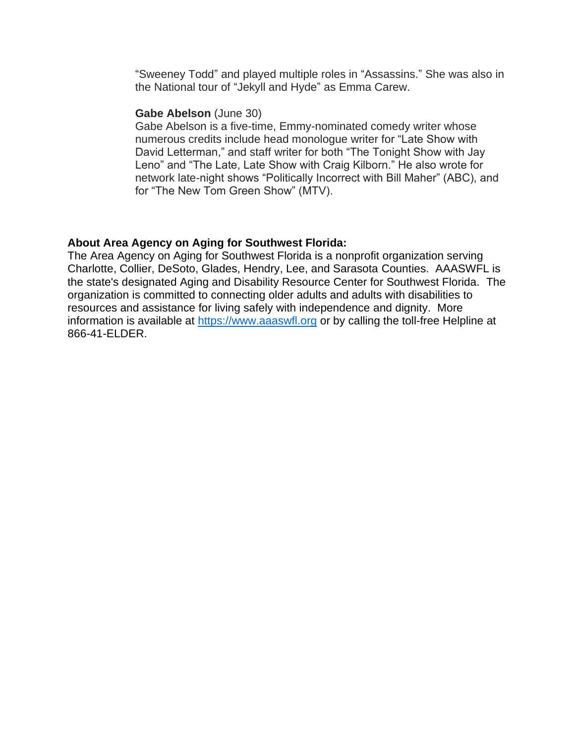“Sweeney Todd” and played multiple roles in “Assassins.” She was also in the National tour of “Jekyll and Hyde” as Emma Carew.

**Gabe Abelson** (June 30)
Gabe Abelson is a five-time, Emmy-nominated comedy writer whose numerous credits include head monologue writer for “Late Show with David Letterman,” and staff writer for both “The Tonight Show with Jay Leno” and “The Late, Late Show with Craig Kilborn.” He also wrote for network late-night shows “Politically Incorrect with Bill Maher” (ABC), and for “The New Tom Green Show” (MTV).

**About Area Agency on Aging for Southwest Florida:**
The Area Agency on Aging for Southwest Florida is a nonprofit organization serving Charlotte, Collier, DeSoto, Glades, Hendry, Lee, and Sarasota Counties. AAASWFL is the state's designated Aging and Disability Resource Center for Southwest Florida. The organization is committed to connecting older adults and adults with disabilities to resources and assistance for living safely with independence and dignity. More information is available at [https://www.aaaswfl.org](https://www.aaaswfl.org) or by calling the toll-free Helpline at 866-41-ELDER.